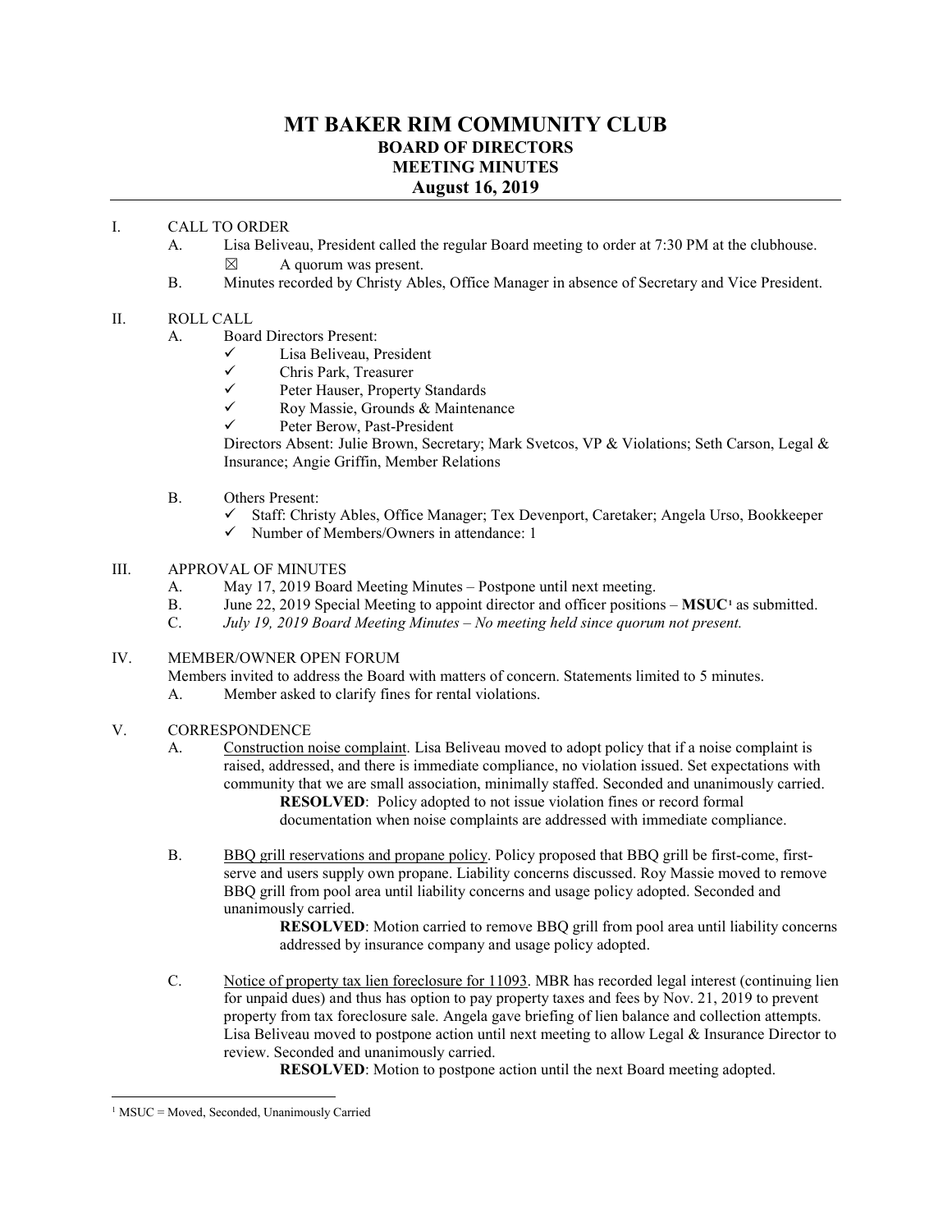# MT BAKER RIM COMMUNITY CLUB
## BOARD OF DIRECTORS
## MEETING MINUTES
## August 16, 2019

I. CALL TO ORDER

A. Lisa Beliveau, President called the regular Board meeting to order at 7:30 PM at the clubhouse.

☒ A quorum was present.

B. Minutes recorded by Christy Ables, Office Manager in absence of Secretary and Vice President.

II. ROLL CALL

A. Board Directors Present:

- ✓ Lisa Beliveau, President
- ✓ Chris Park, Treasurer
- ✓ Peter Hauser, Property Standards
- ✓ Roy Massie, Grounds & Maintenance
- ✓ Peter Berow, Past-President

Directors Absent: Julie Brown, Secretary; Mark Svetcos, VP & Violations; Seth Carson, Legal & Insurance; Angie Griffin, Member Relations

B. Others Present:

- ✓ Staff: Christy Ables, Office Manager; Tex Devenport, Caretaker; Angela Urso, Bookkeeper
- ✓ Number of Members/Owners in attendance: 1

III. APPROVAL OF MINUTES

A. May 17, 2019 Board Meeting Minutes – Postpone until next meeting.

B. June 22, 2019 Special Meeting to appoint director and officer positions – **MSUC**[1] as submitted.

C. *July 19, 2019 Board Meeting Minutes – No meeting held since quorum not present.*

IV. MEMBER/OWNER OPEN FORUM

Members invited to address the Board with matters of concern. Statements limited to 5 minutes.

A. Member asked to clarify fines for rental violations.

V. CORRESPONDENCE

A. Construction noise complaint. Lisa Beliveau moved to adopt policy that if a noise complaint is raised, addressed, and there is immediate compliance, no violation issued. Set expectations with community that we are small association, minimally staffed. Seconded and unanimously carried.

**RESOLVED**: Policy adopted to not issue violation fines or record formal documentation when noise complaints are addressed with immediate compliance.

B. BBQ grill reservations and propane policy. Policy proposed that BBQ grill be first-come, first-serve and users supply own propane. Liability concerns discussed. Roy Massie moved to remove BBQ grill from pool area until liability concerns and usage policy adopted. Seconded and unanimously carried.

**RESOLVED**: Motion carried to remove BBQ grill from pool area until liability concerns addressed by insurance company and usage policy adopted.

C. Notice of property tax lien foreclosure for 11093. MBR has recorded legal interest (continuing lien for unpaid dues) and thus has option to pay property taxes and fees by Nov. 21, 2019 to prevent property from tax foreclosure sale. Angela gave briefing of lien balance and collection attempts. Lisa Beliveau moved to postpone action until next meeting to allow Legal & Insurance Director to review. Seconded and unanimously carried.

**RESOLVED**: Motion to postpone action until the next Board meeting adopted.

---

[1] MSUC = Moved, Seconded, Unanimously Carried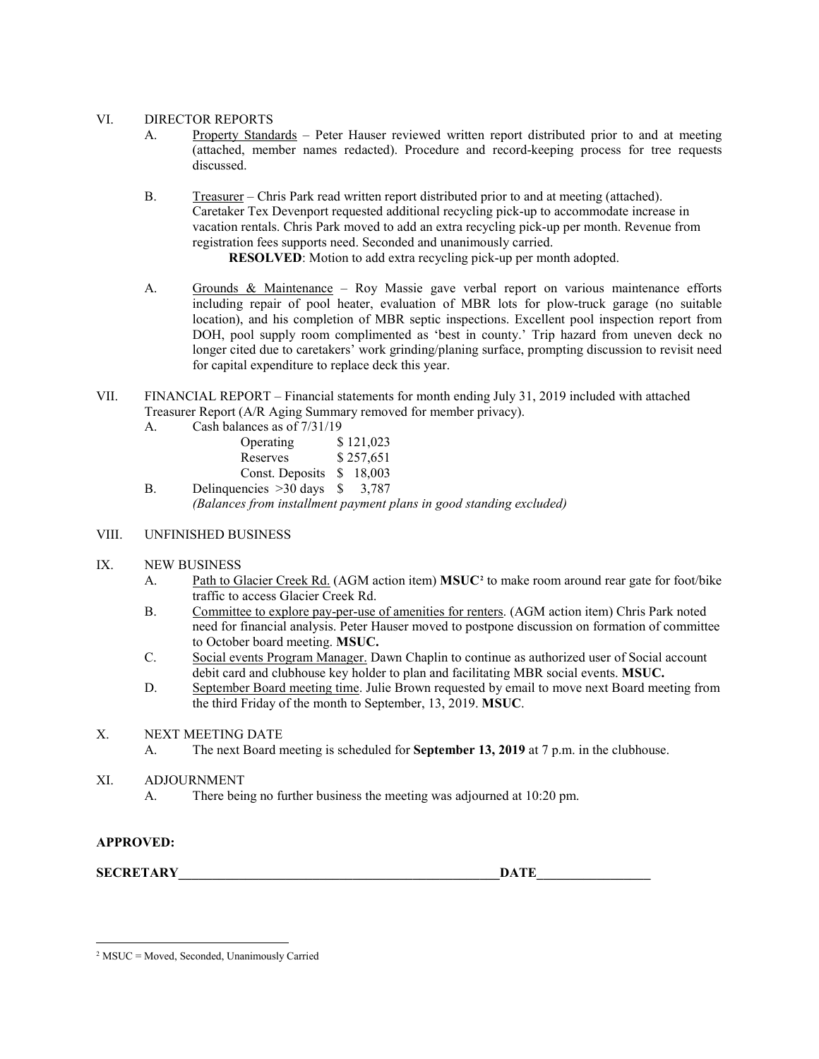VI. DIRECTOR REPORTS

A. Property Standards – Peter Hauser reviewed written report distributed prior to and at meeting (attached, member names redacted). Procedure and record-keeping process for tree requests discussed.

B. Treasurer – Chris Park read written report distributed prior to and at meeting (attached). Caretaker Tex Devenport requested additional recycling pick-up to accommodate increase in vacation rentals. Chris Park moved to add an extra recycling pick-up per month. Revenue from registration fees supports need. Seconded and unanimously carried.

**RESOLVED**: Motion to add extra recycling pick-up per month adopted.

A. Grounds & Maintenance – Roy Massie gave verbal report on various maintenance efforts including repair of pool heater, evaluation of MBR lots for plow-truck garage (no suitable location), and his completion of MBR septic inspections. Excellent pool inspection report from DOH, pool supply room complimented as 'best in county.' Trip hazard from uneven deck no longer cited due to caretakers' work grinding/planing surface, prompting discussion to revisit need for capital expenditure to replace deck this year.

VII. FINANCIAL REPORT – Financial statements for month ending July 31, 2019 included with attached Treasurer Report (A/R Aging Summary removed for member privacy).

A. Cash balances as of 7/31/19

| | |
|---|---|
| Operating | $ 121,023 |
| Reserves | $ 257,651 |
| Const. Deposits | $ 18,003 |

B. Delinquencies >30 days $ 3,787

*(Balances from installment payment plans in good standing excluded)*

VIII. UNFINISHED BUSINESS

IX. NEW BUSINESS

A. Path to Glacier Creek Rd. (AGM action item) **MSUC**[2] to make room around rear gate for foot/bike traffic to access Glacier Creek Rd.

B. Committee to explore pay-per-use of amenities for renters. (AGM action item) Chris Park noted need for financial analysis. Peter Hauser moved to postpone discussion on formation of committee to October board meeting. **MSUC.**

C. Social events Program Manager. Dawn Chaplin to continue as authorized user of Social account debit card and clubhouse key holder to plan and facilitating MBR social events. **MSUC.**

D. September Board meeting time. Julie Brown requested by email to move next Board meeting from the third Friday of the month to September, 13, 2019. **MSUC**.

X. NEXT MEETING DATE

A. The next Board meeting is scheduled for **September 13, 2019** at 7 p.m. in the clubhouse.

XI. ADJOURNMENT

A. There being no further business the meeting was adjourned at 10:20 pm.

**APPROVED:**

**SECRETARY**\_\_\_\_\_\_\_\_\_\_\_\_\_\_\_\_\_\_\_\_\_\_\_\_\_\_\_\_\_\_\_\_\_\_\_\_\_\_\_\_**DATE**\_\_\_\_\_\_\_\_\_\_\_\_\_\_\_\_

---

[2] MSUC = Moved, Seconded, Unanimously Carried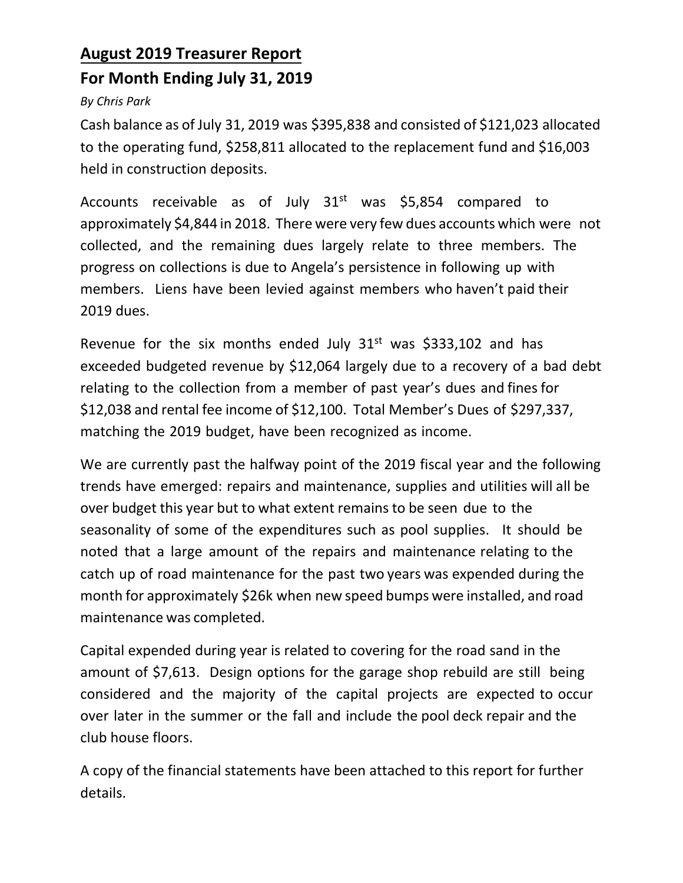## August 2019 Treasurer Report

## For Month Ending July 31, 2019

*By Chris Park*

Cash balance as of July 31, 2019 was $395,838 and consisted of $121,023 allocated to the operating fund, $258,811 allocated to the replacement fund and $16,003 held in construction deposits.

Accounts receivable as of July 31st was $5,854 compared to approximately $4,844 in 2018. There were very few dues accounts which were not collected, and the remaining dues largely relate to three members. The progress on collections is due to Angela's persistence in following up with members. Liens have been levied against members who haven't paid their 2019 dues.

Revenue for the six months ended July 31st was $333,102 and has exceeded budgeted revenue by $12,064 largely due to a recovery of a bad debt relating to the collection from a member of past year's dues and fines for $12,038 and rental fee income of $12,100. Total Member's Dues of $297,337, matching the 2019 budget, have been recognized as income.

We are currently past the halfway point of the 2019 fiscal year and the following trends have emerged: repairs and maintenance, supplies and utilities will all be over budget this year but to what extent remains to be seen due to the seasonality of some of the expenditures such as pool supplies. It should be noted that a large amount of the repairs and maintenance relating to the catch up of road maintenance for the past two years was expended during the month for approximately $26k when new speed bumps were installed, and road maintenance was completed.

Capital expended during year is related to covering for the road sand in the amount of $7,613. Design options for the garage shop rebuild are still being considered and the majority of the capital projects are expected to occur over later in the summer or the fall and include the pool deck repair and the club house floors.

A copy of the financial statements have been attached to this report for further details.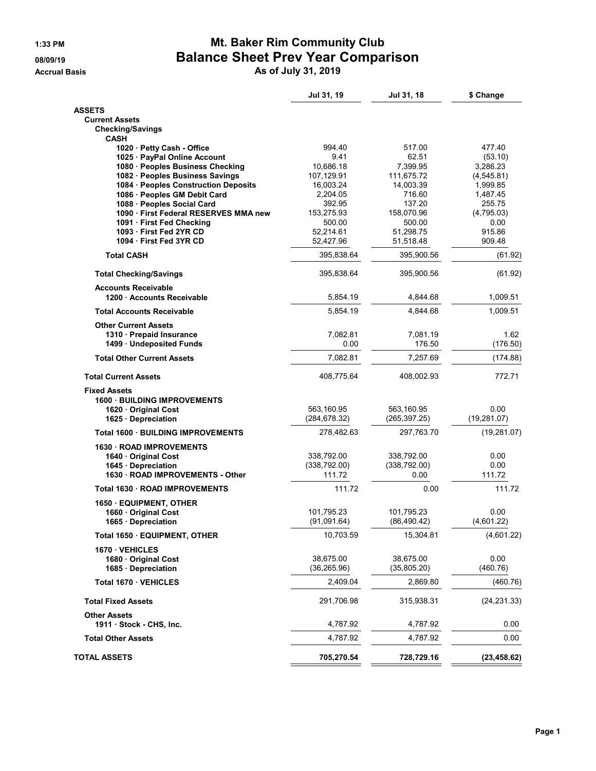1:33 PM
08/09/19
Accrual Basis

# Mt. Baker Rim Community Club
## Balance Sheet Prev Year Comparison
### As of July 31, 2019

| | Jul 31, 19 | Jul 31, 18 | $ Change |
|---|---|---|---|
| **ASSETS** | | | |
| **Current Assets** | | | |
| **Checking/Savings** | | | |
| **CASH** | | | |
| 1020 · Petty Cash - Office | 994.40 | 517.00 | 477.40 |
| 1025 · PayPal Online Account | 9.41 | 62.51 | (53.10) |
| 1080 · Peoples Business Checking | 10,686.18 | 7,399.95 | 3,286.23 |
| 1082 · Peoples Business Savings | 107,129.91 | 111,675.72 | (4,545.81) |
| 1084 · Peoples Construction Deposits | 16,003.24 | 14,003.39 | 1,999.85 |
| 1086 · Peoples GM Debit Card | 2,204.05 | 716.60 | 1,487.45 |
| 1088 · Peoples Social Card | 392.95 | 137.20 | 255.75 |
| 1090 · First Federal RESERVES MMA new | 153,275.93 | 158,070.96 | (4,795.03) |
| 1091 · First Fed Checking | 500.00 | 500.00 | 0.00 |
| 1093 · First Fed 2YR CD | 52,214.61 | 51,298.75 | 915.86 |
| 1094 · First Fed 3YR CD | 52,427.96 | 51,518.48 | 909.48 |
| **Total CASH** | 395,838.64 | 395,900.56 | (61.92) |
| **Total Checking/Savings** | 395,838.64 | 395,900.56 | (61.92) |
| **Accounts Receivable** | | | |
| 1200 · Accounts Receivable | 5,854.19 | 4,844.68 | 1,009.51 |
| **Total Accounts Receivable** | 5,854.19 | 4,844.68 | 1,009.51 |
| **Other Current Assets** | | | |
| 1310 · Prepaid Insurance | 7,082.81 | 7,081.19 | 1.62 |
| 1499 · Undeposited Funds | 0.00 | 176.50 | (176.50) |
| **Total Other Current Assets** | 7,082.81 | 7,257.69 | (174.88) |
| **Total Current Assets** | 408,775.64 | 408,002.93 | 772.71 |
| **Fixed Assets** | | | |
| **1600 · BUILDING IMPROVEMENTS** | | | |
| 1620 · Original Cost | 563,160.95 | 563,160.95 | 0.00 |
| 1625 · Depreciation | (284,678.32) | (265,397.25) | (19,281.07) |
| **Total 1600 · BUILDING IMPROVEMENTS** | 278,482.63 | 297,763.70 | (19,281.07) |
| **1630 · ROAD IMPROVEMENTS** | | | |
| 1640 · Original Cost | 338,792.00 | 338,792.00 | 0.00 |
| 1645 · Depreciation | (338,792.00) | (338,792.00) | 0.00 |
| 1630 · ROAD IMPROVEMENTS - Other | 111.72 | 0.00 | 111.72 |
| **Total 1630 · ROAD IMPROVEMENTS** | 111.72 | 0.00 | 111.72 |
| **1650 · EQUIPMENT, OTHER** | | | |
| 1660 · Original Cost | 101,795.23 | 101,795.23 | 0.00 |
| 1665 · Depreciation | (91,091.64) | (86,490.42) | (4,601.22) |
| **Total 1650 · EQUIPMENT, OTHER** | 10,703.59 | 15,304.81 | (4,601.22) |
| **1670 · VEHICLES** | | | |
| 1680 · Original Cost | 38,675.00 | 38,675.00 | 0.00 |
| 1685 · Depreciation | (36,265.96) | (35,805.20) | (460.76) |
| **Total 1670 · VEHICLES** | 2,409.04 | 2,869.80 | (460.76) |
| **Total Fixed Assets** | 291,706.98 | 315,938.31 | (24,231.33) |
| **Other Assets** | | | |
| 1911 · Stock - CHS, Inc. | 4,787.92 | 4,787.92 | 0.00 |
| **Total Other Assets** | 4,787.92 | 4,787.92 | 0.00 |
| **TOTAL ASSETS** | **705,270.54** | **728,729.16** | **(23,458.62)** |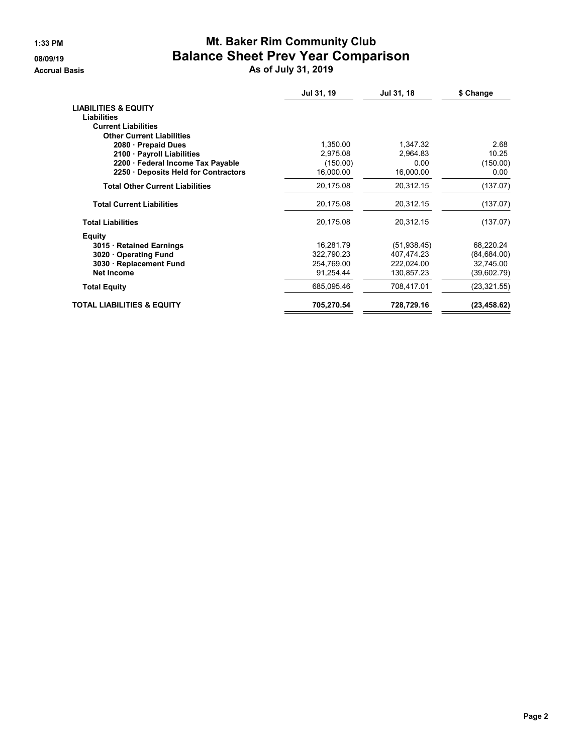# Mt. Baker Rim Community Club
## Balance Sheet Prev Year Comparison
### As of July 31, 2019

1:33 PM
08/09/19
Accrual Basis

| | Jul 31, 19 | Jul 31, 18 | $ Change |
|---|---|---|---|
| **LIABILITIES & EQUITY** | | | |
| **Liabilities** | | | |
| **Current Liabilities** | | | |
| **Other Current Liabilities** | | | |
| **2080 · Prepaid Dues** | 1,350.00 | 1,347.32 | 2.68 |
| **2100 · Payroll Liabilities** | 2,975.08 | 2,964.83 | 10.25 |
| **2200 · Federal Income Tax Payable** | (150.00) | 0.00 | (150.00) |
| **2250 · Deposits Held for Contractors** | 16,000.00 | 16,000.00 | 0.00 |
| **Total Other Current Liabilities** | 20,175.08 | 20,312.15 | (137.07) |
| **Total Current Liabilities** | 20,175.08 | 20,312.15 | (137.07) |
| **Total Liabilities** | 20,175.08 | 20,312.15 | (137.07) |
| **Equity** | | | |
| **3015 · Retained Earnings** | 16,281.79 | (51,938.45) | 68,220.24 |
| **3020 · Operating Fund** | 322,790.23 | 407,474.23 | (84,684.00) |
| **3030 · Replacement Fund** | 254,769.00 | 222,024.00 | 32,745.00 |
| **Net Income** | 91,254.44 | 130,857.23 | (39,602.79) |
| **Total Equity** | 685,095.46 | 708,417.01 | (23,321.55) |
| **TOTAL LIABILITIES & EQUITY** | **705,270.54** | **728,729.16** | **(23,458.62)** |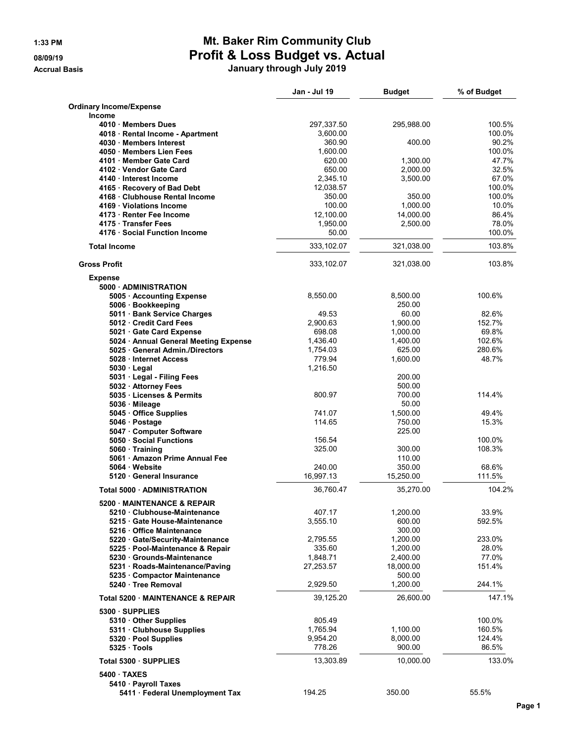# Mt. Baker Rim Community Club

## Profit & Loss Budget vs. Actual

### January through July 2019

1:33 PM
08/09/19
Accrual Basis

| | Jan - Jul 19 | Budget | % of Budget |
|---|---|---|---|
| **Ordinary Income/Expense** | | | |
| **Income** | | | |
| **4010 · Members Dues** | 297,337.50 | 295,988.00 | 100.5% |
| **4018 · Rental Income - Apartment** | 3,600.00 | | 100.0% |
| **4030 · Members Interest** | 360.90 | 400.00 | 90.2% |
| **4050 · Members Lien Fees** | 1,600.00 | | 100.0% |
| **4101 · Member Gate Card** | 620.00 | 1,300.00 | 47.7% |
| **4102 · Vendor Gate Card** | 650.00 | 2,000.00 | 32.5% |
| **4140 · Interest Income** | 2,345.10 | 3,500.00 | 67.0% |
| **4165 · Recovery of Bad Debt** | 12,038.57 | | 100.0% |
| **4168 · Clubhouse Rental Income** | 350.00 | 350.00 | 100.0% |
| **4169 · Violations Income** | 100.00 | 1,000.00 | 10.0% |
| **4173 · Renter Fee Income** | 12,100.00 | 14,000.00 | 86.4% |
| **4175 · Transfer Fees** | 1,950.00 | 2,500.00 | 78.0% |
| **4176 · Social Function Income** | 50.00 | | 100.0% |
| **Total Income** | 333,102.07 | 321,038.00 | 103.8% |
| **Gross Profit** | 333,102.07 | 321,038.00 | 103.8% |
| **Expense** | | | |
| **5000 · ADMINISTRATION** | | | |
| **5005 · Accounting Expense** | 8,550.00 | 8,500.00 | 100.6% |
| **5006 · Bookkeeping** | | 250.00 | |
| **5011 · Bank Service Charges** | 49.53 | 60.00 | 82.6% |
| **5012 · Credit Card Fees** | 2,900.63 | 1,900.00 | 152.7% |
| **5021 · Gate Card Expense** | 698.08 | 1,000.00 | 69.8% |
| **5024 · Annual General Meeting Expense** | 1,436.40 | 1,400.00 | 102.6% |
| **5025 · General Admin./Directors** | 1,754.03 | 625.00 | 280.6% |
| **5028 · Internet Access** | 779.94 | 1,600.00 | 48.7% |
| **5030 · Legal** | 1,216.50 | | |
| **5031 · Legal - Filing Fees** | | 200.00 | |
| **5032 · Attorney Fees** | | 500.00 | |
| **5035 · Licenses & Permits** | 800.97 | 700.00 | 114.4% |
| **5036 · Mileage** | | 50.00 | |
| **5045 · Office Supplies** | 741.07 | 1,500.00 | 49.4% |
| **5046 · Postage** | 114.65 | 750.00 | 15.3% |
| **5047 · Computer Software** | | 225.00 | |
| **5050 · Social Functions** | 156.54 | | 100.0% |
| **5060 · Training** | 325.00 | 300.00 | 108.3% |
| **5061 · Amazon Prime Annual Fee** | | 110.00 | |
| **5064 · Website** | 240.00 | 350.00 | 68.6% |
| **5120 · General Insurance** | 16,997.13 | 15,250.00 | 111.5% |
| **Total 5000 · ADMINISTRATION** | 36,760.47 | 35,270.00 | 104.2% |
| **5200 · MAINTENANCE & REPAIR** | | | |
| **5210 · Clubhouse-Maintenance** | 407.17 | 1,200.00 | 33.9% |
| **5215 · Gate House-Maintenance** | 3,555.10 | 600.00 | 592.5% |
| **5216 · Office Maintenance** | | 300.00 | |
| **5220 · Gate/Security-Maintenance** | 2,795.55 | 1,200.00 | 233.0% |
| **5225 · Pool-Maintenance & Repair** | 335.60 | 1,200.00 | 28.0% |
| **5230 · Grounds-Maintenance** | 1,848.71 | 2,400.00 | 77.0% |
| **5231 · Roads-Maintenance/Paving** | 27,253.57 | 18,000.00 | 151.4% |
| **5235 · Compactor Maintenance** | | 500.00 | |
| **5240 · Tree Removal** | 2,929.50 | 1,200.00 | 244.1% |
| **Total 5200 · MAINTENANCE & REPAIR** | 39,125.20 | 26,600.00 | 147.1% |
| **5300 · SUPPLIES** | | | |
| **5310 · Other Supplies** | 805.49 | | 100.0% |
| **5311 · Clubhouse Supplies** | 1,765.94 | 1,100.00 | 160.5% |
| **5320 · Pool Supplies** | 9,954.20 | 8,000.00 | 124.4% |
| **5325 · Tools** | 778.26 | 900.00 | 86.5% |
| **Total 5300 · SUPPLIES** | 13,303.89 | 10,000.00 | 133.0% |
| **5400 · TAXES** | | | |
| **5410 · Payroll Taxes** | | | |
| **5411 · Federal Unemployment Tax** | 194.25 | 350.00 | 55.5% |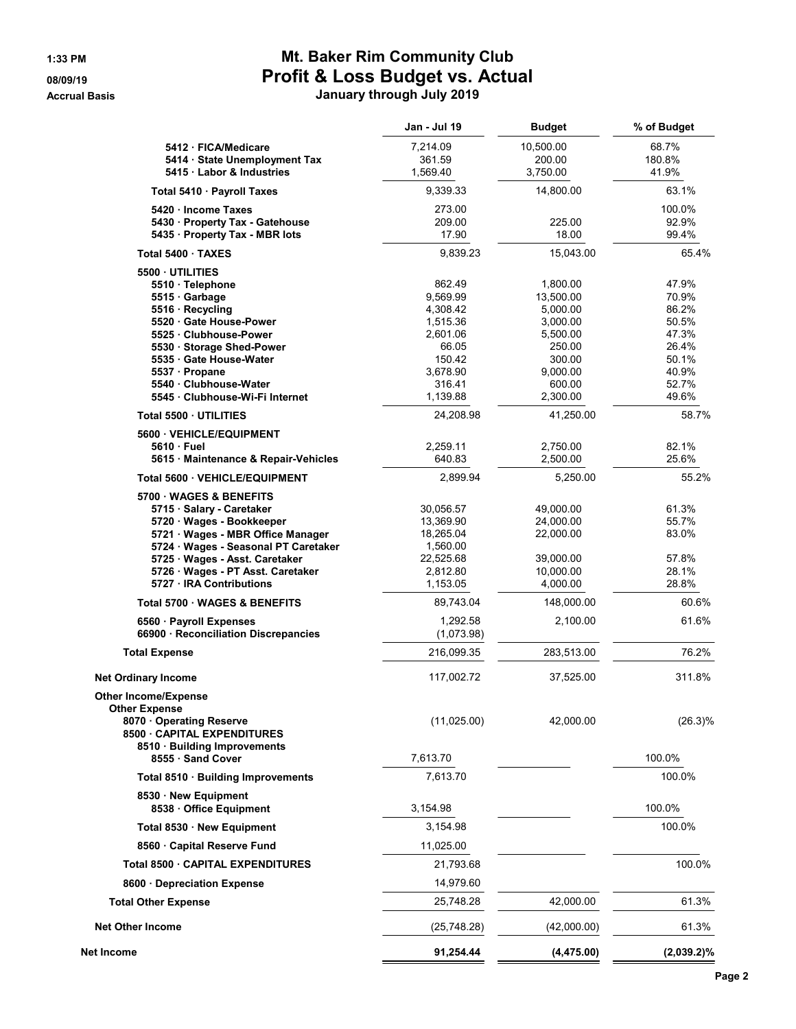# Mt. Baker Rim Community Club
## Profit & Loss Budget vs. Actual
### January through July 2019

1:33 PM
08/09/19
Accrual Basis

| | Jan - Jul 19 | Budget | % of Budget |
|---|---|---|---|
| 5412 · FICA/Medicare | 7,214.09 | 10,500.00 | 68.7% |
| 5414 · State Unemployment Tax | 361.59 | 200.00 | 180.8% |
| 5415 · Labor & Industries | 1,569.40 | 3,750.00 | 41.9% |
| **Total 5410 · Payroll Taxes** | 9,339.33 | 14,800.00 | 63.1% |
| 5420 · Income Taxes | 273.00 | | 100.0% |
| 5430 · Property Tax - Gatehouse | 209.00 | 225.00 | 92.9% |
| 5435 · Property Tax - MBR lots | 17.90 | 18.00 | 99.4% |
| **Total 5400 · TAXES** | 9,839.23 | 15,043.00 | 65.4% |
| **5500 · UTILITIES** | | | |
| 5510 · Telephone | 862.49 | 1,800.00 | 47.9% |
| 5515 · Garbage | 9,569.99 | 13,500.00 | 70.9% |
| 5516 · Recycling | 4,308.42 | 5,000.00 | 86.2% |
| 5520 · Gate House-Power | 1,515.36 | 3,000.00 | 50.5% |
| 5525 · Clubhouse-Power | 2,601.06 | 5,500.00 | 47.3% |
| 5530 · Storage Shed-Power | 66.05 | 250.00 | 26.4% |
| 5535 · Gate House-Water | 150.42 | 300.00 | 50.1% |
| 5537 · Propane | 3,678.90 | 9,000.00 | 40.9% |
| 5540 · Clubhouse-Water | 316.41 | 600.00 | 52.7% |
| 5545 · Clubhouse-Wi-Fi Internet | 1,139.88 | 2,300.00 | 49.6% |
| **Total 5500 · UTILITIES** | 24,208.98 | 41,250.00 | 58.7% |
| **5600 · VEHICLE/EQUIPMENT** | | | |
| 5610 · Fuel | 2,259.11 | 2,750.00 | 82.1% |
| 5615 · Maintenance & Repair-Vehicles | 640.83 | 2,500.00 | 25.6% |
| **Total 5600 · VEHICLE/EQUIPMENT** | 2,899.94 | 5,250.00 | 55.2% |
| **5700 · WAGES & BENEFITS** | | | |
| 5715 · Salary - Caretaker | 30,056.57 | 49,000.00 | 61.3% |
| 5720 · Wages - Bookkeeper | 13,369.90 | 24,000.00 | 55.7% |
| 5721 · Wages - MBR Office Manager | 18,265.04 | 22,000.00 | 83.0% |
| 5724 · Wages - Seasonal PT Caretaker | 1,560.00 | | |
| 5725 · Wages - Asst. Caretaker | 22,525.68 | 39,000.00 | 57.8% |
| 5726 · Wages - PT Asst. Caretaker | 2,812.80 | 10,000.00 | 28.1% |
| 5727 · IRA Contributions | 1,153.05 | 4,000.00 | 28.8% |
| **Total 5700 · WAGES & BENEFITS** | 89,743.04 | 148,000.00 | 60.6% |
| 6560 · Payroll Expenses | 1,292.58 | 2,100.00 | 61.6% |
| 66900 · Reconciliation Discrepancies | (1,073.98) | | |
| **Total Expense** | 216,099.35 | 283,513.00 | 76.2% |
| **Net Ordinary Income** | 117,002.72 | 37,525.00 | 311.8% |
| **Other Income/Expense** | | | |
| **Other Expense** | | | |
| 8070 · Operating Reserve | (11,025.00) | 42,000.00 | (26.3)% |
| 8500 · CAPITAL EXPENDITURES | | | |
| 8510 · Building Improvements | | | |
| 8555 · Sand Cover | 7,613.70 | | 100.0% |
| **Total 8510 · Building Improvements** | 7,613.70 | | 100.0% |
| 8530 · New Equipment | | | |
| 8538 · Office Equipment | 3,154.98 | | 100.0% |
| **Total 8530 · New Equipment** | 3,154.98 | | 100.0% |
| 8560 · Capital Reserve Fund | 11,025.00 | | |
| **Total 8500 · CAPITAL EXPENDITURES** | 21,793.68 | | 100.0% |
| 8600 · Depreciation Expense | 14,979.60 | | |
| **Total Other Expense** | 25,748.28 | 42,000.00 | 61.3% |
| **Net Other Income** | (25,748.28) | (42,000.00) | 61.3% |
| **Net Income** | **91,254.44** | **(4,475.00)** | **(2,039.2)%** |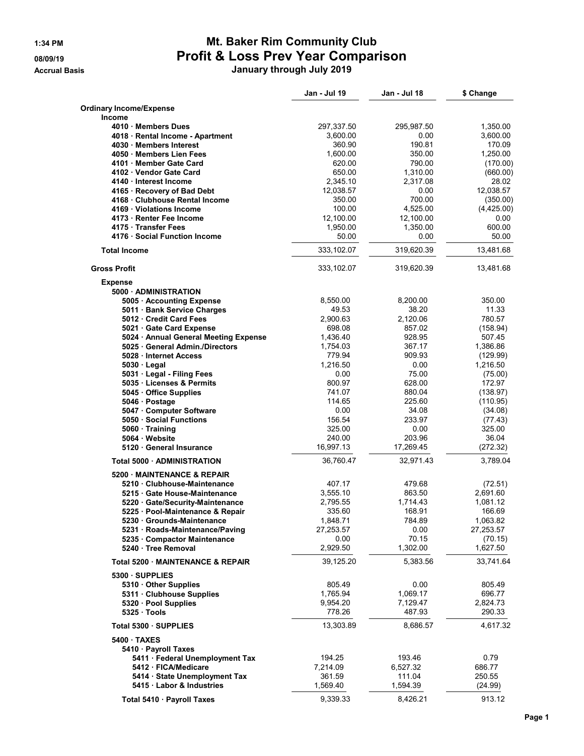# Mt. Baker Rim Community Club

## Profit & Loss Prev Year Comparison

### January through July 2019

1:34 PM
08/09/19
Accrual Basis

| | Jan - Jul 19 | Jan - Jul 18 | $ Change |
|---|---|---|---|
| **Ordinary Income/Expense** | | | |
| **Income** | | | |
| **4010 · Members Dues** | 297,337.50 | 295,987.50 | 1,350.00 |
| **4018 · Rental Income - Apartment** | 3,600.00 | 0.00 | 3,600.00 |
| **4030 · Members Interest** | 360.90 | 190.81 | 170.09 |
| **4050 · Members Lien Fees** | 1,600.00 | 350.00 | 1,250.00 |
| **4101 · Member Gate Card** | 620.00 | 790.00 | (170.00) |
| **4102 · Vendor Gate Card** | 650.00 | 1,310.00 | (660.00) |
| **4140 · Interest Income** | 2,345.10 | 2,317.08 | 28.02 |
| **4165 · Recovery of Bad Debt** | 12,038.57 | 0.00 | 12,038.57 |
| **4168 · Clubhouse Rental Income** | 350.00 | 700.00 | (350.00) |
| **4169 · Violations Income** | 100.00 | 4,525.00 | (4,425.00) |
| **4173 · Renter Fee Income** | 12,100.00 | 12,100.00 | 0.00 |
| **4175 · Transfer Fees** | 1,950.00 | 1,350.00 | 600.00 |
| **4176 · Social Function Income** | 50.00 | 0.00 | 50.00 |
| **Total Income** | 333,102.07 | 319,620.39 | 13,481.68 |
| **Gross Profit** | 333,102.07 | 319,620.39 | 13,481.68 |
| **Expense** | | | |
| **5000 · ADMINISTRATION** | | | |
| **5005 · Accounting Expense** | 8,550.00 | 8,200.00 | 350.00 |
| **5011 · Bank Service Charges** | 49.53 | 38.20 | 11.33 |
| **5012 · Credit Card Fees** | 2,900.63 | 2,120.06 | 780.57 |
| **5021 · Gate Card Expense** | 698.08 | 857.02 | (158.94) |
| **5024 · Annual General Meeting Expense** | 1,436.40 | 928.95 | 507.45 |
| **5025 · General Admin./Directors** | 1,754.03 | 367.17 | 1,386.86 |
| **5028 · Internet Access** | 779.94 | 909.93 | (129.99) |
| **5030 · Legal** | 1,216.50 | 0.00 | 1,216.50 |
| **5031 · Legal - Filing Fees** | 0.00 | 75.00 | (75.00) |
| **5035 · Licenses & Permits** | 800.97 | 628.00 | 172.97 |
| **5045 · Office Supplies** | 741.07 | 880.04 | (138.97) |
| **5046 · Postage** | 114.65 | 225.60 | (110.95) |
| **5047 · Computer Software** | 0.00 | 34.08 | (34.08) |
| **5050 · Social Functions** | 156.54 | 233.97 | (77.43) |
| **5060 · Training** | 325.00 | 0.00 | 325.00 |
| **5064 · Website** | 240.00 | 203.96 | 36.04 |
| **5120 · General Insurance** | 16,997.13 | 17,269.45 | (272.32) |
| **Total 5000 · ADMINISTRATION** | 36,760.47 | 32,971.43 | 3,789.04 |
| **5200 · MAINTENANCE & REPAIR** | | | |
| **5210 · Clubhouse-Maintenance** | 407.17 | 479.68 | (72.51) |
| **5215 · Gate House-Maintenance** | 3,555.10 | 863.50 | 2,691.60 |
| **5220 · Gate/Security-Maintenance** | 2,795.55 | 1,714.43 | 1,081.12 |
| **5225 · Pool-Maintenance & Repair** | 335.60 | 168.91 | 166.69 |
| **5230 · Grounds-Maintenance** | 1,848.71 | 784.89 | 1,063.82 |
| **5231 · Roads-Maintenance/Paving** | 27,253.57 | 0.00 | 27,253.57 |
| **5235 · Compactor Maintenance** | 0.00 | 70.15 | (70.15) |
| **5240 · Tree Removal** | 2,929.50 | 1,302.00 | 1,627.50 |
| **Total 5200 · MAINTENANCE & REPAIR** | 39,125.20 | 5,383.56 | 33,741.64 |
| **5300 · SUPPLIES** | | | |
| **5310 · Other Supplies** | 805.49 | 0.00 | 805.49 |
| **5311 · Clubhouse Supplies** | 1,765.94 | 1,069.17 | 696.77 |
| **5320 · Pool Supplies** | 9,954.20 | 7,129.47 | 2,824.73 |
| **5325 · Tools** | 778.26 | 487.93 | 290.33 |
| **Total 5300 · SUPPLIES** | 13,303.89 | 8,686.57 | 4,617.32 |
| **5400 · TAXES** | | | |
| **5410 · Payroll Taxes** | | | |
| **5411 · Federal Unemployment Tax** | 194.25 | 193.46 | 0.79 |
| **5412 · FICA/Medicare** | 7,214.09 | 6,527.32 | 686.77 |
| **5414 · State Unemployment Tax** | 361.59 | 111.04 | 250.55 |
| **5415 · Labor & Industries** | 1,569.40 | 1,594.39 | (24.99) |
| **Total 5410 · Payroll Taxes** | 9,339.33 | 8,426.21 | 913.12 |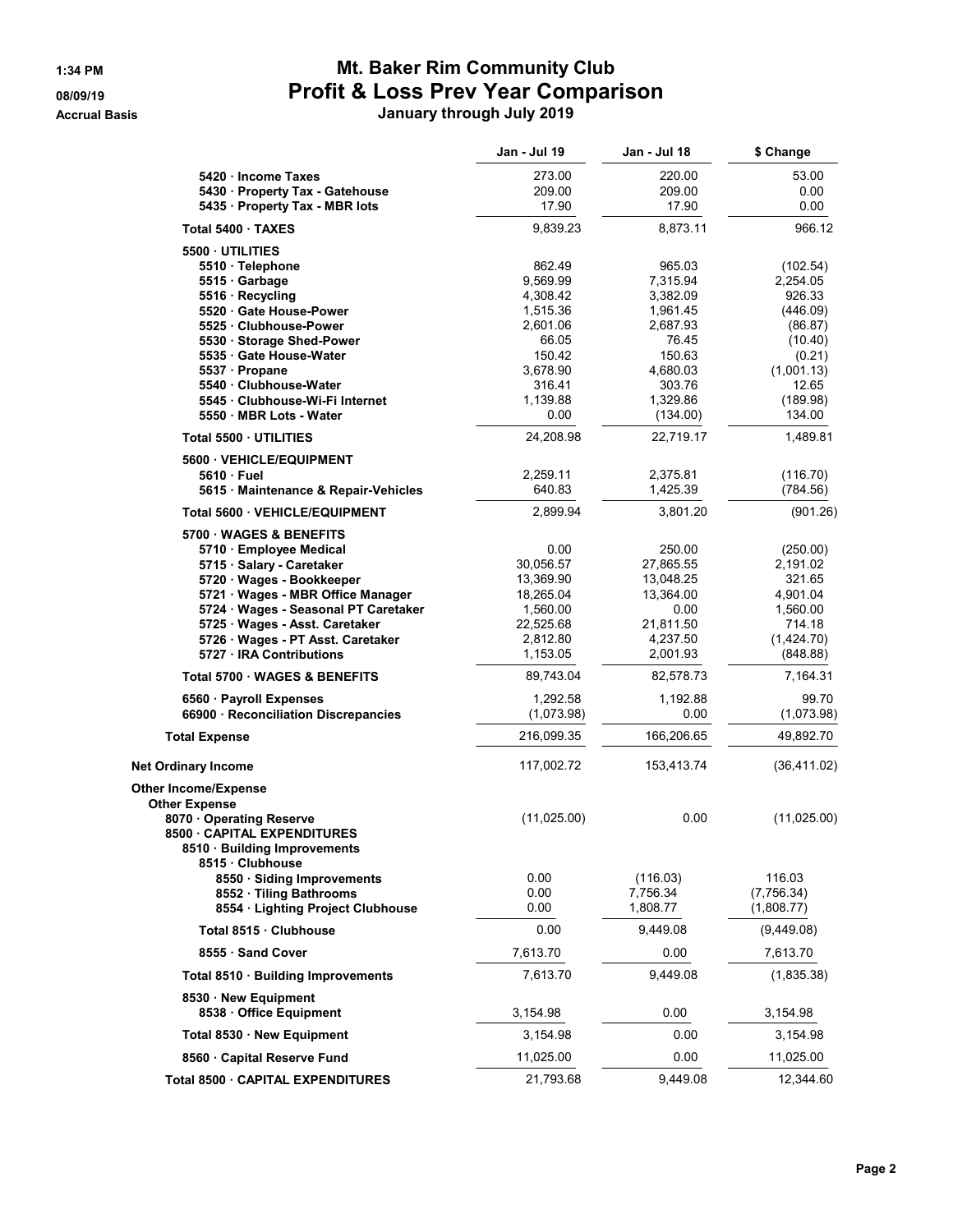# Mt. Baker Rim Community Club

## Profit & Loss Prev Year Comparison

**January through July 2019**

1:34 PM
08/09/19
Accrual Basis

| | Jan - Jul 19 | Jan - Jul 18 | $ Change |
|---|---|---|---|
| 5420 · Income Taxes | 273.00 | 220.00 | 53.00 |
| 5430 · Property Tax - Gatehouse | 209.00 | 209.00 | 0.00 |
| 5435 · Property Tax - MBR lots | 17.90 | 17.90 | 0.00 |
| **Total 5400 · TAXES** | 9,839.23 | 8,873.11 | 966.12 |
| **5500 · UTILITIES** | | | |
| 5510 · Telephone | 862.49 | 965.03 | (102.54) |
| 5515 · Garbage | 9,569.99 | 7,315.94 | 2,254.05 |
| 5516 · Recycling | 4,308.42 | 3,382.09 | 926.33 |
| 5520 · Gate House-Power | 1,515.36 | 1,961.45 | (446.09) |
| 5525 · Clubhouse-Power | 2,601.06 | 2,687.93 | (86.87) |
| 5530 · Storage Shed-Power | 66.05 | 76.45 | (10.40) |
| 5535 · Gate House-Water | 150.42 | 150.63 | (0.21) |
| 5537 · Propane | 3,678.90 | 4,680.03 | (1,001.13) |
| 5540 · Clubhouse-Water | 316.41 | 303.76 | 12.65 |
| 5545 · Clubhouse-Wi-Fi Internet | 1,139.88 | 1,329.86 | (189.98) |
| 5550 · MBR Lots - Water | 0.00 | (134.00) | 134.00 |
| **Total 5500 · UTILITIES** | 24,208.98 | 22,719.17 | 1,489.81 |
| **5600 · VEHICLE/EQUIPMENT** | | | |
| 5610 · Fuel | 2,259.11 | 2,375.81 | (116.70) |
| 5615 · Maintenance & Repair-Vehicles | 640.83 | 1,425.39 | (784.56) |
| **Total 5600 · VEHICLE/EQUIPMENT** | 2,899.94 | 3,801.20 | (901.26) |
| **5700 · WAGES & BENEFITS** | | | |
| 5710 · Employee Medical | 0.00 | 250.00 | (250.00) |
| 5715 · Salary - Caretaker | 30,056.57 | 27,865.55 | 2,191.02 |
| 5720 · Wages - Bookkeeper | 13,369.90 | 13,048.25 | 321.65 |
| 5721 · Wages - MBR Office Manager | 18,265.04 | 13,364.00 | 4,901.04 |
| 5724 · Wages - Seasonal PT Caretaker | 1,560.00 | 0.00 | 1,560.00 |
| 5725 · Wages - Asst. Caretaker | 22,525.68 | 21,811.50 | 714.18 |
| 5726 · Wages - PT Asst. Caretaker | 2,812.80 | 4,237.50 | (1,424.70) |
| 5727 · IRA Contributions | 1,153.05 | 2,001.93 | (848.88) |
| **Total 5700 · WAGES & BENEFITS** | 89,743.04 | 82,578.73 | 7,164.31 |
| 6560 · Payroll Expenses | 1,292.58 | 1,192.88 | 99.70 |
| 66900 · Reconciliation Discrepancies | (1,073.98) | 0.00 | (1,073.98) |
| **Total Expense** | 216,099.35 | 166,206.65 | 49,892.70 |
| **Net Ordinary Income** | 117,002.72 | 153,413.74 | (36,411.02) |
| **Other Income/Expense** | | | |
| **Other Expense** | | | |
| 8070 · Operating Reserve | (11,025.00) | 0.00 | (11,025.00) |
| **8500 · CAPITAL EXPENDITURES** | | | |
| 8510 · Building Improvements | | | |
| 8515 · Clubhouse | | | |
| 8550 · Siding Improvements | 0.00 | (116.03) | 116.03 |
| 8552 · Tiling Bathrooms | 0.00 | 7,756.34 | (7,756.34) |
| 8554 · Lighting Project Clubhouse | 0.00 | 1,808.77 | (1,808.77) |
| **Total 8515 · Clubhouse** | 0.00 | 9,449.08 | (9,449.08) |
| 8555 · Sand Cover | 7,613.70 | 0.00 | 7,613.70 |
| **Total 8510 · Building Improvements** | 7,613.70 | 9,449.08 | (1,835.38) |
| 8530 · New Equipment | | | |
| 8538 · Office Equipment | 3,154.98 | 0.00 | 3,154.98 |
| **Total 8530 · New Equipment** | 3,154.98 | 0.00 | 3,154.98 |
| 8560 · Capital Reserve Fund | 11,025.00 | 0.00 | 11,025.00 |
| **Total 8500 · CAPITAL EXPENDITURES** | 21,793.68 | 9,449.08 | 12,344.60 |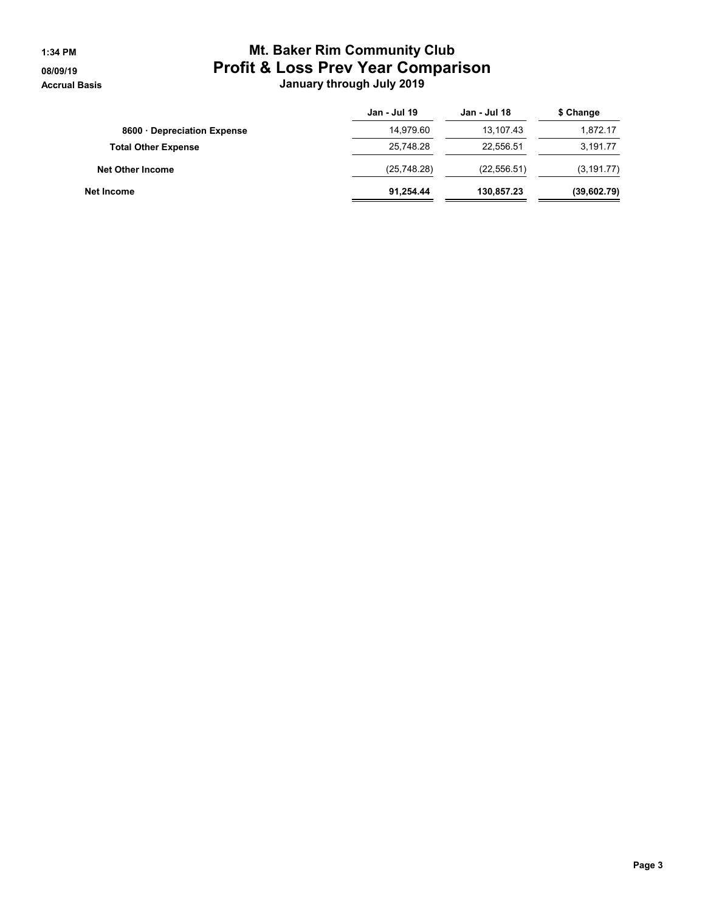# Mt. Baker Rim Community Club
## Profit & Loss Prev Year Comparison
### January through July 2019

1:34 PM
08/09/19
Accrual Basis

| | Jan - Jul 19 | Jan - Jul 18 | $ Change |
|---|---|---|---|
| 8600 · Depreciation Expense | 14,979.60 | 13,107.43 | 1,872.17 |
| **Total Other Expense** | 25,748.28 | 22,556.51 | 3,191.77 |
| **Net Other Income** | (25,748.28) | (22,556.51) | (3,191.77) |
| **Net Income** | **91,254.44** | **130,857.23** | **(39,602.79)** |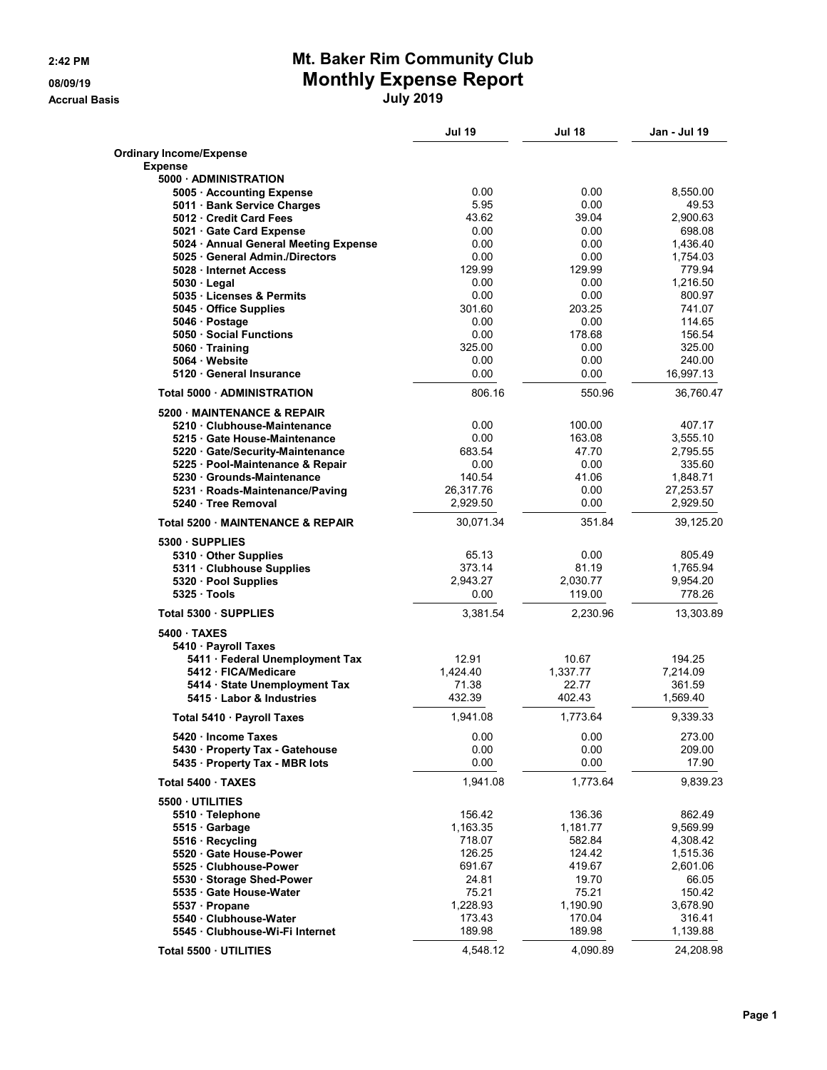2:42 PM
08/09/19
Accrual Basis

# Mt. Baker Rim Community Club
## Monthly Expense Report
### July 2019

| | Jul 19 | Jul 18 | Jan - Jul 19 |
|---|---|---|---|
| **Ordinary Income/Expense** | | | |
| **Expense** | | | |
| **5000 · ADMINISTRATION** | | | |
| 5005 · Accounting Expense | 0.00 | 0.00 | 8,550.00 |
| 5011 · Bank Service Charges | 5.95 | 0.00 | 49.53 |
| 5012 · Credit Card Fees | 43.62 | 39.04 | 2,900.63 |
| 5021 · Gate Card Expense | 0.00 | 0.00 | 698.08 |
| 5024 · Annual General Meeting Expense | 0.00 | 0.00 | 1,436.40 |
| 5025 · General Admin./Directors | 0.00 | 0.00 | 1,754.03 |
| 5028 · Internet Access | 129.99 | 129.99 | 779.94 |
| 5030 · Legal | 0.00 | 0.00 | 1,216.50 |
| 5035 · Licenses & Permits | 0.00 | 0.00 | 800.97 |
| 5045 · Office Supplies | 301.60 | 203.25 | 741.07 |
| 5046 · Postage | 0.00 | 0.00 | 114.65 |
| 5050 · Social Functions | 0.00 | 178.68 | 156.54 |
| 5060 · Training | 325.00 | 0.00 | 325.00 |
| 5064 · Website | 0.00 | 0.00 | 240.00 |
| 5120 · General Insurance | 0.00 | 0.00 | 16,997.13 |
| **Total 5000 · ADMINISTRATION** | 806.16 | 550.96 | 36,760.47 |
| **5200 · MAINTENANCE & REPAIR** | | | |
| 5210 · Clubhouse-Maintenance | 0.00 | 100.00 | 407.17 |
| 5215 · Gate House-Maintenance | 0.00 | 163.08 | 3,555.10 |
| 5220 · Gate/Security-Maintenance | 683.54 | 47.70 | 2,795.55 |
| 5225 · Pool-Maintenance & Repair | 0.00 | 0.00 | 335.60 |
| 5230 · Grounds-Maintenance | 140.54 | 41.06 | 1,848.71 |
| 5231 · Roads-Maintenance/Paving | 26,317.76 | 0.00 | 27,253.57 |
| 5240 · Tree Removal | 2,929.50 | 0.00 | 2,929.50 |
| **Total 5200 · MAINTENANCE & REPAIR** | 30,071.34 | 351.84 | 39,125.20 |
| **5300 · SUPPLIES** | | | |
| 5310 · Other Supplies | 65.13 | 0.00 | 805.49 |
| 5311 · Clubhouse Supplies | 373.14 | 81.19 | 1,765.94 |
| 5320 · Pool Supplies | 2,943.27 | 2,030.77 | 9,954.20 |
| 5325 · Tools | 0.00 | 119.00 | 778.26 |
| **Total 5300 · SUPPLIES** | 3,381.54 | 2,230.96 | 13,303.89 |
| **5400 · TAXES** | | | |
| 5410 · Payroll Taxes | | | |
| 5411 · Federal Unemployment Tax | 12.91 | 10.67 | 194.25 |
| 5412 · FICA/Medicare | 1,424.40 | 1,337.77 | 7,214.09 |
| 5414 · State Unemployment Tax | 71.38 | 22.77 | 361.59 |
| 5415 · Labor & Industries | 432.39 | 402.43 | 1,569.40 |
| **Total 5410 · Payroll Taxes** | 1,941.08 | 1,773.64 | 9,339.33 |
| 5420 · Income Taxes | 0.00 | 0.00 | 273.00 |
| 5430 · Property Tax - Gatehouse | 0.00 | 0.00 | 209.00 |
| 5435 · Property Tax - MBR lots | 0.00 | 0.00 | 17.90 |
| **Total 5400 · TAXES** | 1,941.08 | 1,773.64 | 9,839.23 |
| **5500 · UTILITIES** | | | |
| 5510 · Telephone | 156.42 | 136.36 | 862.49 |
| 5515 · Garbage | 1,163.35 | 1,181.77 | 9,569.99 |
| 5516 · Recycling | 718.07 | 582.84 | 4,308.42 |
| 5520 · Gate House-Power | 126.25 | 124.42 | 1,515.36 |
| 5525 · Clubhouse-Power | 691.67 | 419.67 | 2,601.06 |
| 5530 · Storage Shed-Power | 24.81 | 19.70 | 66.05 |
| 5535 · Gate House-Water | 75.21 | 75.21 | 150.42 |
| 5537 · Propane | 1,228.93 | 1,190.90 | 3,678.90 |
| 5540 · Clubhouse-Water | 173.43 | 170.04 | 316.41 |
| 5545 · Clubhouse-Wi-Fi Internet | 189.98 | 189.98 | 1,139.88 |
| **Total 5500 · UTILITIES** | 4,548.12 | 4,090.89 | 24,208.98 |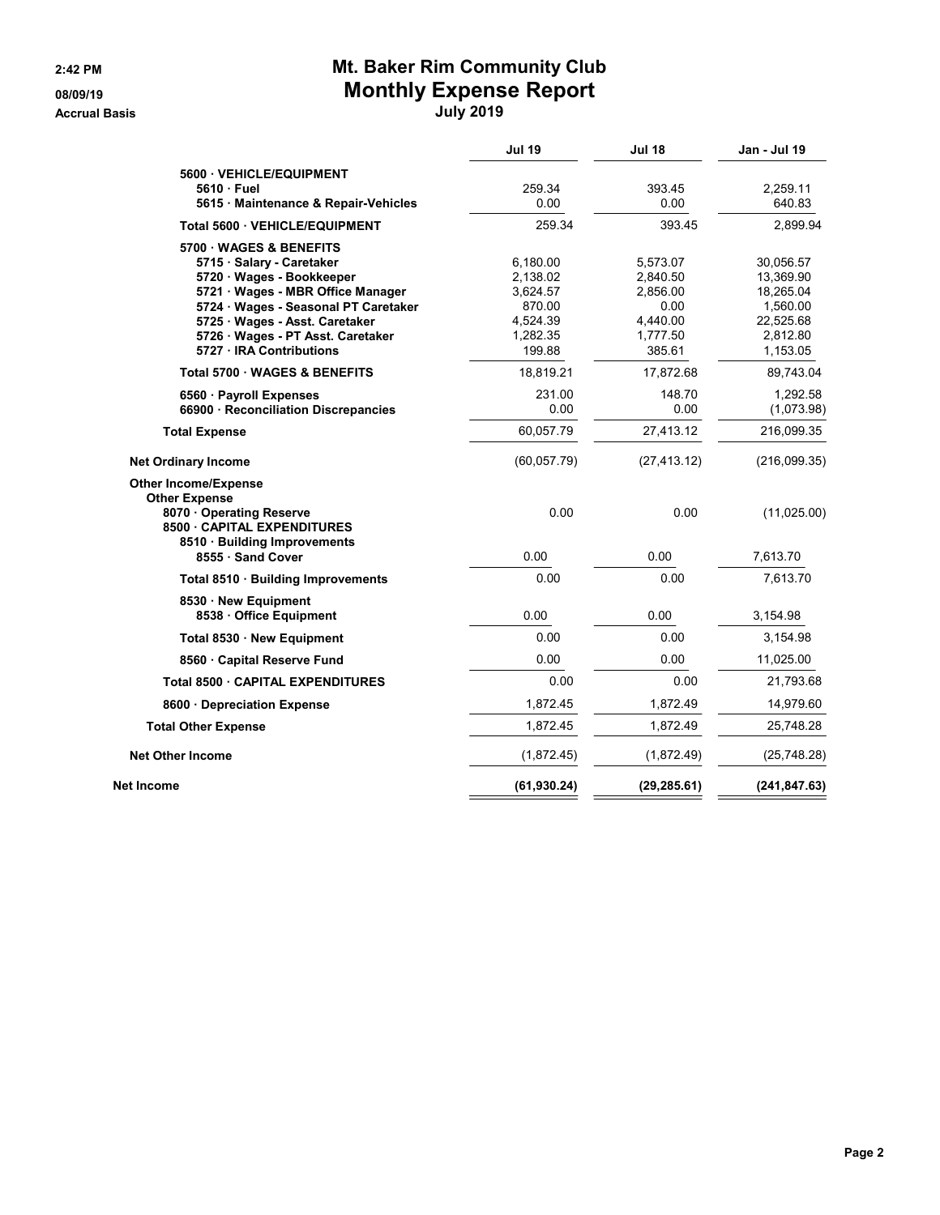# Mt. Baker Rim Community Club

## Monthly Expense Report

### July 2019

2:42 PM
08/09/19
Accrual Basis

| | Jul 19 | Jul 18 | Jan - Jul 19 |
|---|---|---|---|
| 5600 · VEHICLE/EQUIPMENT | | | |
| 5610 · Fuel | 259.34 | 393.45 | 2,259.11 |
| 5615 · Maintenance & Repair-Vehicles | 0.00 | 0.00 | 640.83 |
| **Total 5600 · VEHICLE/EQUIPMENT** | 259.34 | 393.45 | 2,899.94 |
| 5700 · WAGES & BENEFITS | | | |
| 5715 · Salary - Caretaker | 6,180.00 | 5,573.07 | 30,056.57 |
| 5720 · Wages - Bookkeeper | 2,138.02 | 2,840.50 | 13,369.90 |
| 5721 · Wages - MBR Office Manager | 3,624.57 | 2,856.00 | 18,265.04 |
| 5724 · Wages - Seasonal PT Caretaker | 870.00 | 0.00 | 1,560.00 |
| 5725 · Wages - Asst. Caretaker | 4,524.39 | 4,440.00 | 22,525.68 |
| 5726 · Wages - PT Asst. Caretaker | 1,282.35 | 1,777.50 | 2,812.80 |
| 5727 · IRA Contributions | 199.88 | 385.61 | 1,153.05 |
| **Total 5700 · WAGES & BENEFITS** | 18,819.21 | 17,872.68 | 89,743.04 |
| 6560 · Payroll Expenses | 231.00 | 148.70 | 1,292.58 |
| 66900 · Reconciliation Discrepancies | 0.00 | 0.00 | (1,073.98) |
| **Total Expense** | 60,057.79 | 27,413.12 | 216,099.35 |
| **Net Ordinary Income** | (60,057.79) | (27,413.12) | (216,099.35) |
| **Other Income/Expense** | | | |
| **Other Expense** | | | |
| 8070 · Operating Reserve | 0.00 | 0.00 | (11,025.00) |
| 8500 · CAPITAL EXPENDITURES | | | |
| 8510 · Building Improvements | | | |
| 8555 · Sand Cover | 0.00 | 0.00 | 7,613.70 |
| **Total 8510 · Building Improvements** | 0.00 | 0.00 | 7,613.70 |
| 8530 · New Equipment | | | |
| 8538 · Office Equipment | 0.00 | 0.00 | 3,154.98 |
| **Total 8530 · New Equipment** | 0.00 | 0.00 | 3,154.98 |
| 8560 · Capital Reserve Fund | 0.00 | 0.00 | 11,025.00 |
| **Total 8500 · CAPITAL EXPENDITURES** | 0.00 | 0.00 | 21,793.68 |
| 8600 · Depreciation Expense | 1,872.45 | 1,872.49 | 14,979.60 |
| **Total Other Expense** | 1,872.45 | 1,872.49 | 25,748.28 |
| **Net Other Income** | (1,872.45) | (1,872.49) | (25,748.28) |
| **Net Income** | **(61,930.24)** | **(29,285.61)** | **(241,847.63)** |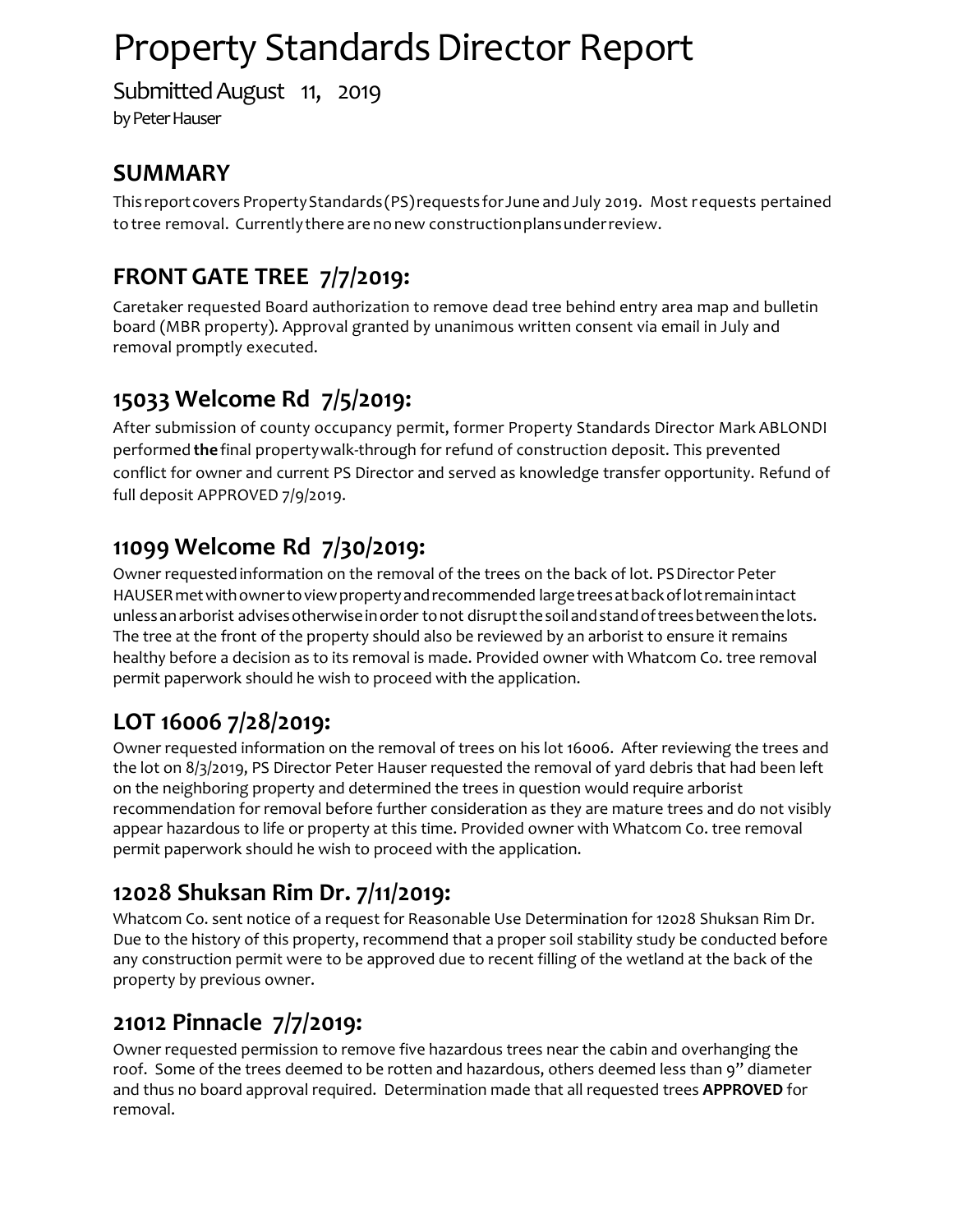# Property Standards Director Report

Submitted August 11, 2019

by Peter Hauser

## SUMMARY

This report covers Property Standards (PS) requests for June and July 2019. Most requests pertained to tree removal. Currently there are no new construction plans under review.

## FRONT GATE TREE 7/7/2019:

Caretaker requested Board authorization to remove dead tree behind entry area map and bulletin board (MBR property). Approval granted by unanimous written consent via email in July and removal promptly executed.

## 15033 Welcome Rd 7/5/2019:

After submission of county occupancy permit, former Property Standards Director Mark ABLONDI performed **the** final property walk-through for refund of construction deposit. This prevented conflict for owner and current PS Director and served as knowledge transfer opportunity. Refund of full deposit APPROVED 7/9/2019.

## 11099 Welcome Rd 7/30/2019:

Owner requested information on the removal of the trees on the back of lot. PS Director Peter HAUSER met with owner to view property and recommended large trees at back of lot remain intact unless an arborist advises otherwise in order to not disrupt the soil and stand of trees between the lots. The tree at the front of the property should also be reviewed by an arborist to ensure it remains healthy before a decision as to its removal is made. Provided owner with Whatcom Co. tree removal permit paperwork should he wish to proceed with the application.

## LOT 16006 7/28/2019:

Owner requested information on the removal of trees on his lot 16006. After reviewing the trees and the lot on 8/3/2019, PS Director Peter Hauser requested the removal of yard debris that had been left on the neighboring property and determined the trees in question would require arborist recommendation for removal before further consideration as they are mature trees and do not visibly appear hazardous to life or property at this time. Provided owner with Whatcom Co. tree removal permit paperwork should he wish to proceed with the application.

## 12028 Shuksan Rim Dr. 7/11/2019:

Whatcom Co. sent notice of a request for Reasonable Use Determination for 12028 Shuksan Rim Dr. Due to the history of this property, recommend that a proper soil stability study be conducted before any construction permit were to be approved due to recent filling of the wetland at the back of the property by previous owner.

## 21012 Pinnacle 7/7/2019:

Owner requested permission to remove five hazardous trees near the cabin and overhanging the roof. Some of the trees deemed to be rotten and hazardous, others deemed less than 9" diameter and thus no board approval required. Determination made that all requested trees **APPROVED** for removal.